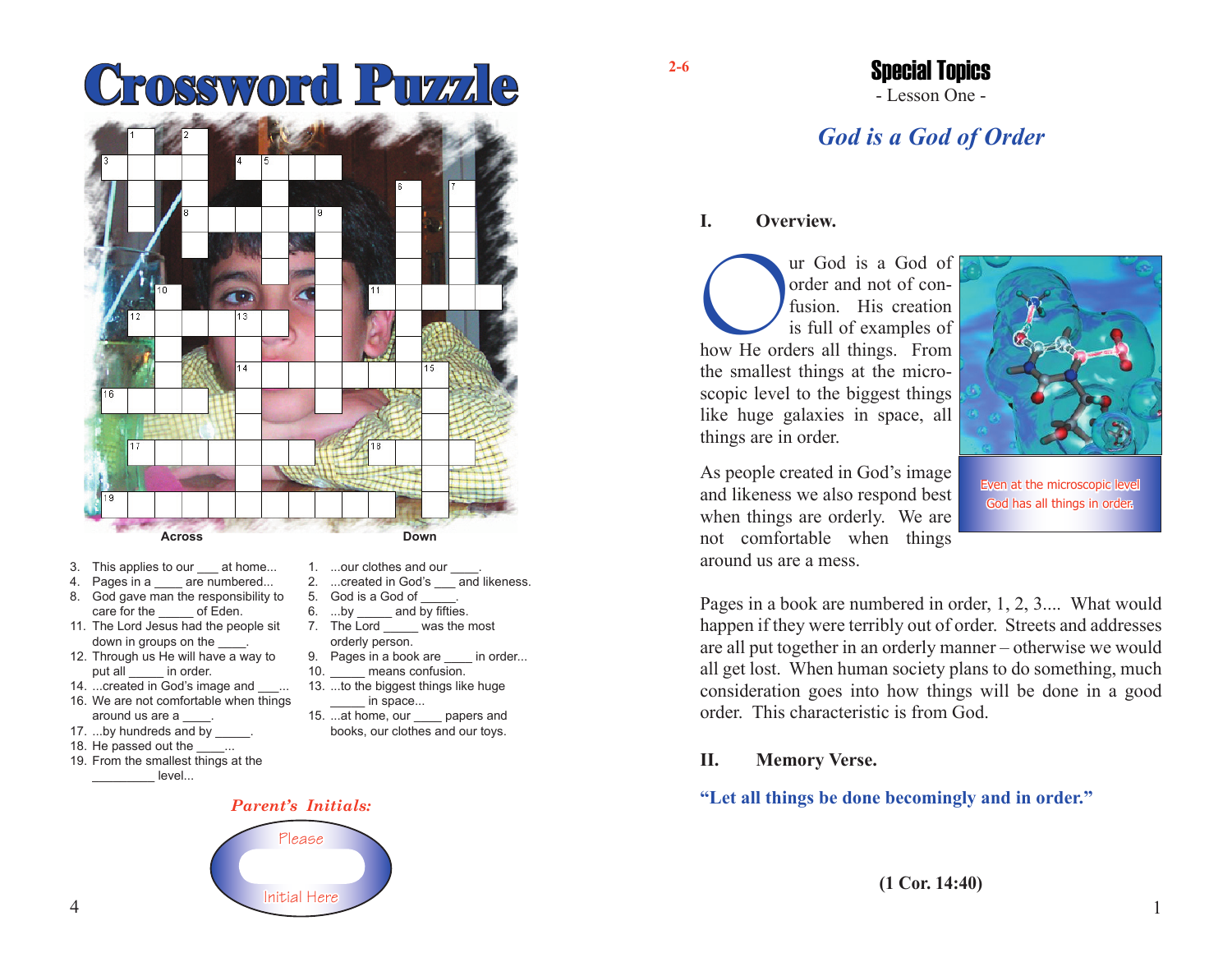# Crossword Puzzle

**Across**

3. This applies to our ___ at home...
4. Pages in a ____ are numbered...
8. God gave man the responsibility to care for the _____ of Eden.
11. The Lord Jesus had the people sit down in groups on the ____.
12. Through us He will have a way to put all _____ in order.
14. ...created in God's image and ___...
16. We are not comfortable when things around us are a ____.
17. ...by hundreds and by _____.
18. He passed out the _____...
19. From the smallest things at the _________ level...

**Down**

1. ...our clothes and our ____.
2. ...created in God's ___ and likeness.
5. God is a God of _____.
6. ...by _____ and by fifties.
7. The Lord _____ was the most orderly person.
9. Pages in a book are ____ in order...
10. _____ means confusion.
13. ...to the biggest things like huge _____ in space...
15. ...at home, our ____ papers and books, our clothes and our toys.

*Parent's Initials:*

Please

Initial Here

2-6

# Special Topics

- Lesson One -

## *God is a God of Order*

### I. Overview.

Our God is a God of order and not of confusion. His creation is full of examples of how He orders all things. From the smallest things at the microscopic level to the biggest things like huge galaxies in space, all things are in order.

Even at the microscopic level God has all things in order.

As people created in God's image and likeness we also respond best when things are orderly. We are not comfortable when things around us are a mess.

Pages in a book are numbered in order, 1, 2, 3.... What would happen if they were terribly out of order. Streets and addresses are all put together in an orderly manner – otherwise we would all get lost. When human society plans to do something, much consideration goes into how things will be done in a good order. This characteristic is from God.

### II. Memory Verse.

**"Let all things be done becomingly and in order."**

**(1 Cor. 14:40)**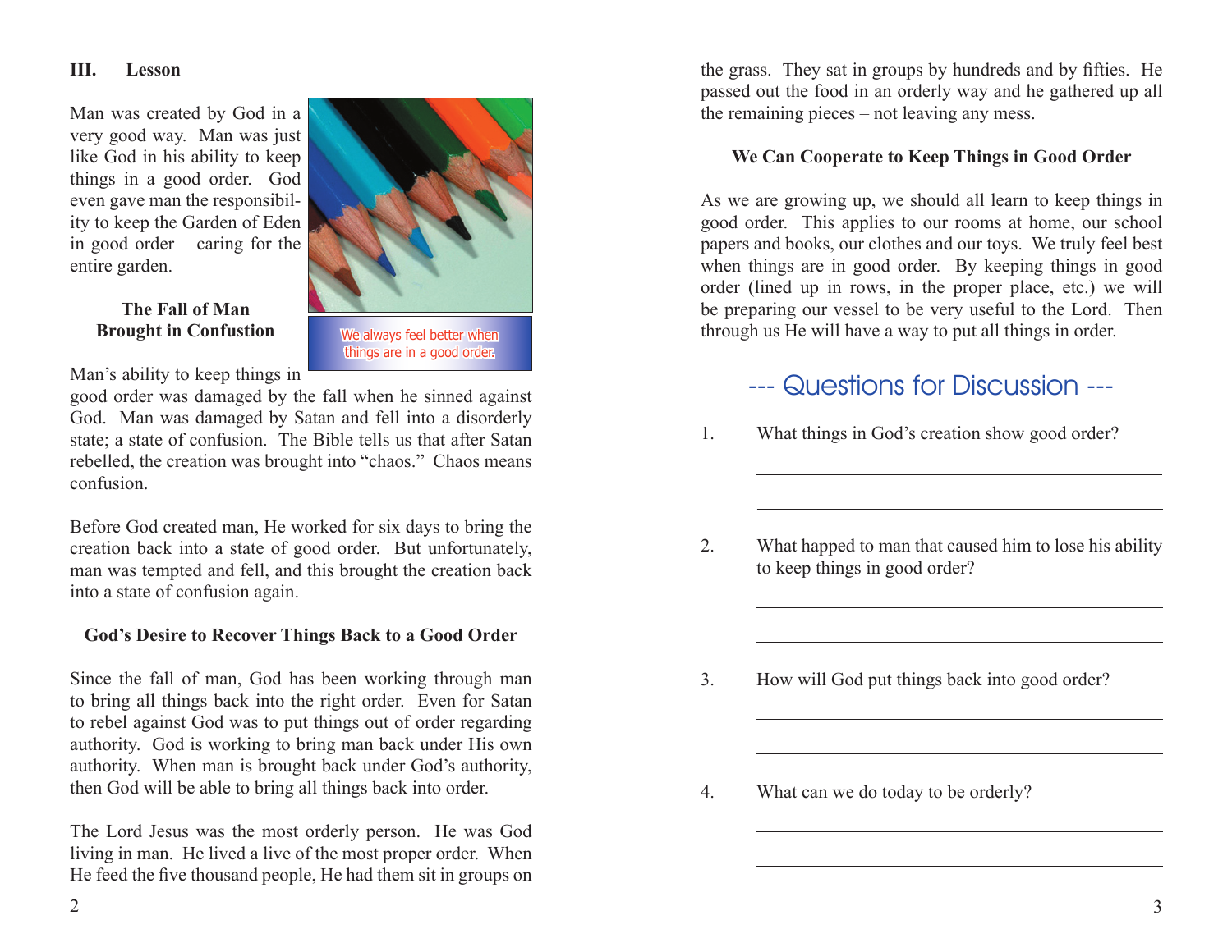## III. Lesson

Man was created by God in a very good way. Man was just like God in his ability to keep things in a good order. God even gave man the responsibility to keep the Garden of Eden in good order – caring for the entire garden.

We always feel better when things are in a good order.

### The Fall of Man Brought in Confusion

Man's ability to keep things in good order was damaged by the fall when he sinned against God. Man was damaged by Satan and fell into a disorderly state; a state of confusion. The Bible tells us that after Satan rebelled, the creation was brought into "chaos." Chaos means confusion.

Before God created man, He worked for six days to bring the creation back into a state of good order. But unfortunately, man was tempted and fell, and this brought the creation back into a state of confusion again.

### God's Desire to Recover Things Back to a Good Order

Since the fall of man, God has been working through man to bring all things back into the right order. Even for Satan to rebel against God was to put things out of order regarding authority. God is working to bring man back under His own authority. When man is brought back under God's authority, then God will be able to bring all things back into order.

The Lord Jesus was the most orderly person. He was God living in man. He lived a live of the most proper order. When He feed the five thousand people, He had them sit in groups on the grass. They sat in groups by hundreds and by fifties. He passed out the food in an orderly way and he gathered up all the remaining pieces – not leaving any mess.

### We Can Cooperate to Keep Things in Good Order

As we are growing up, we should all learn to keep things in good order. This applies to our rooms at home, our school papers and books, our clothes and our toys. We truly feel best when things are in good order. By keeping things in good order (lined up in rows, in the proper place, etc.) we will be preparing our vessel to be very useful to the Lord. Then through us He will have a way to put all things in order.

## --- Questions for Discussion ---

1. What things in God's creation show good order?

_______________________________________________

_______________________________________________

2. What happed to man that caused him to lose his ability to keep things in good order?

_______________________________________________

_______________________________________________

3. How will God put things back into good order?

_______________________________________________

_______________________________________________

4. What can we do today to be orderly?

_______________________________________________

_______________________________________________